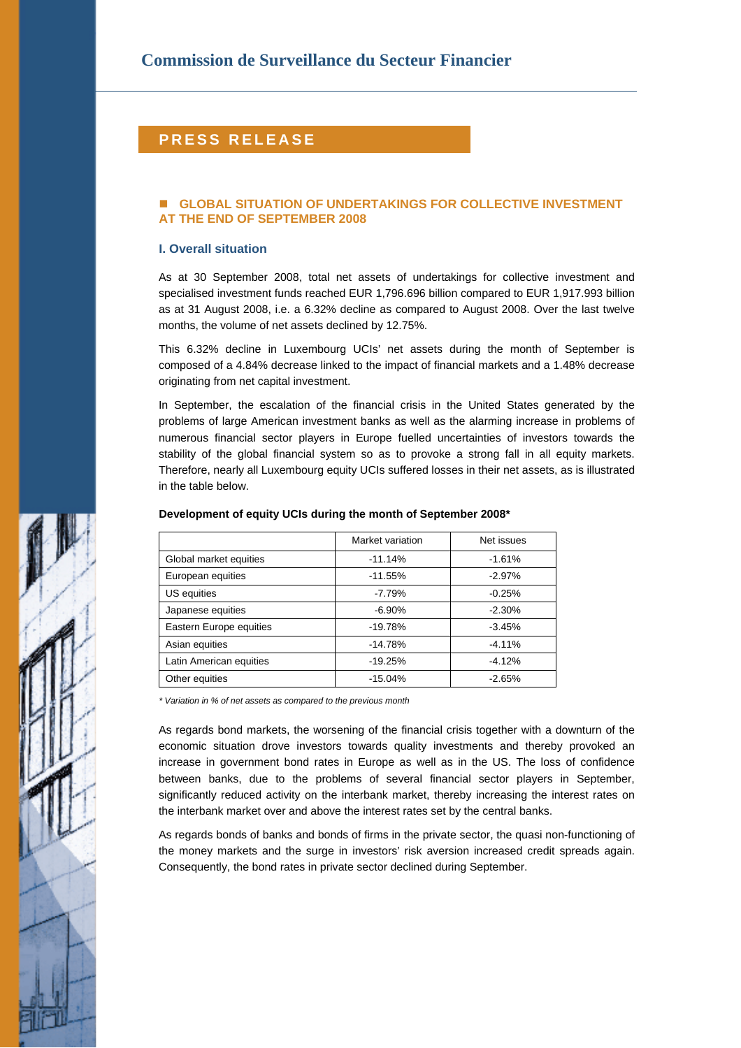# Commission de Surveillance du Secteur Financier

## PRESS RELEASE

### GLOBAL SITUATION OF UNDERTAKINGS FOR COLLECTIVE INVESTMENT AT THE END OF SEPTEMBER 2008

#### I. Overall situation

As at 30 September 2008, total net assets of undertakings for collective investment and specialised investment funds reached EUR 1,796.696 billion compared to EUR 1,917.993 billion as at 31 August 2008, i.e. a 6.32% decline as compared to August 2008. Over the last twelve months, the volume of net assets declined by 12.75%.

This 6.32% decline in Luxembourg UCIs' net assets during the month of September is composed of a 4.84% decrease linked to the impact of financial markets and a 1.48% decrease originating from net capital investment.

In September, the escalation of the financial crisis in the United States generated by the problems of large American investment banks as well as the alarming increase in problems of numerous financial sector players in Europe fuelled uncertainties of investors towards the stability of the global financial system so as to provoke a strong fall in all equity markets. Therefore, nearly all Luxembourg equity UCIs suffered losses in their net assets, as is illustrated in the table below.

**Development of equity UCIs during the month of September 2008***

| | Market variation | Net issues |
|---|---|---|
| Global market equities | -11.14% | -1.61% |
| European equities | -11.55% | -2.97% |
| US equities | -7.79% | -0.25% |
| Japanese equities | -6.90% | -2.30% |
| Eastern Europe equities | -19.78% | -3.45% |
| Asian equities | -14.78% | -4.11% |
| Latin American equities | -19.25% | -4.12% |
| Other equities | -15.04% | -2.65% |

*\* Variation in % of net assets as compared to the previous month*

As regards bond markets, the worsening of the financial crisis together with a downturn of the economic situation drove investors towards quality investments and thereby provoked an increase in government bond rates in Europe as well as in the US. The loss of confidence between banks, due to the problems of several financial sector players in September, significantly reduced activity on the interbank market, thereby increasing the interest rates on the interbank market over and above the interest rates set by the central banks.

As regards bonds of banks and bonds of firms in the private sector, the quasi non-functioning of the money markets and the surge in investors' risk aversion increased credit spreads again. Consequently, the bond rates in private sector declined during September.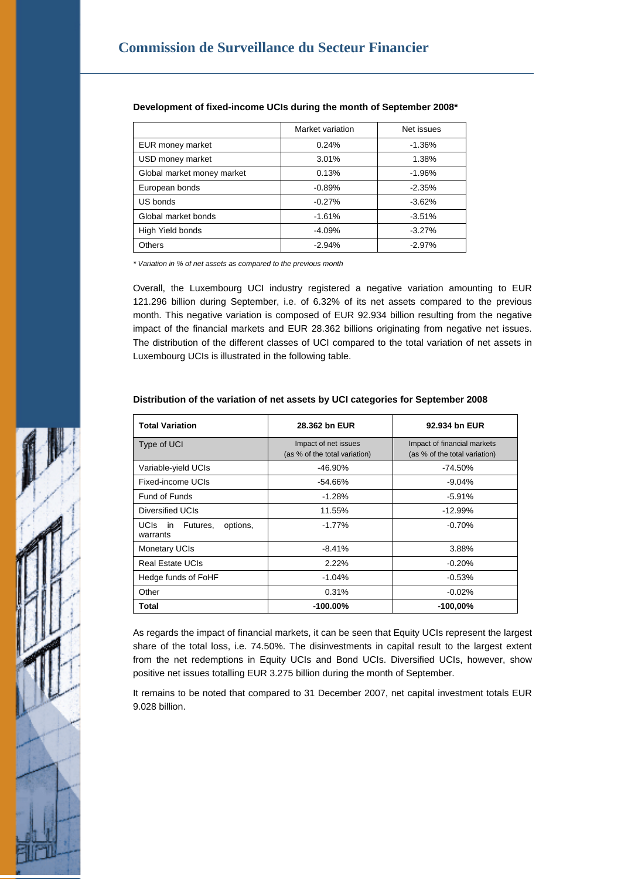**Development of fixed-income UCIs during the month of September 2008***

| | Market variation | Net issues |
|---|---|---|
| EUR money market | 0.24% | -1.36% |
| USD money market | 3.01% | 1.38% |
| Global market money market | 0.13% | -1.96% |
| European bonds | -0.89% | -2.35% |
| US bonds | -0.27% | -3.62% |
| Global market bonds | -1.61% | -3.51% |
| High Yield bonds | -4.09% | -3.27% |
| Others | -2.94% | -2.97% |

*\* Variation in % of net assets as compared to the previous month*

Overall, the Luxembourg UCI industry registered a negative variation amounting to EUR 121.296 billion during September, i.e. of 6.32% of its net assets compared to the previous month. This negative variation is composed of EUR 92.934 billion resulting from the negative impact of the financial markets and EUR 28.362 billions originating from negative net issues. The distribution of the different classes of UCI compared to the total variation of net assets in Luxembourg UCIs is illustrated in the following table.

**Distribution of the variation of net assets by UCI categories for September 2008**

| **Total Variation** | **28.362 bn EUR** | **92.934 bn EUR** |
|---|---|---|
| Type of UCI | Impact of net issues (as % of the total variation) | Impact of financial markets (as % of the total variation) |
| Variable-yield UCIs | -46.90% | -74.50% |
| Fixed-income UCIs | -54.66% | -9.04% |
| Fund of Funds | -1.28% | -5.91% |
| Diversified UCIs | 11.55% | -12.99% |
| UCIs in Futures, options, warrants | -1.77% | -0.70% |
| Monetary UCIs | -8.41% | 3.88% |
| Real Estate UCIs | 2.22% | -0.20% |
| Hedge funds of FoHF | -1.04% | -0.53% |
| Other | 0.31% | -0.02% |
| **Total** | **-100.00%** | **-100,00%** |

As regards the impact of financial markets, it can be seen that Equity UCIs represent the largest share of the total loss, i.e. 74.50%. The disinvestments in capital result to the largest extent from the net redemptions in Equity UCIs and Bond UCIs. Diversified UCIs, however, show positive net issues totalling EUR 3.275 billion during the month of September.

It remains to be noted that compared to 31 December 2007, net capital investment totals EUR 9.028 billion.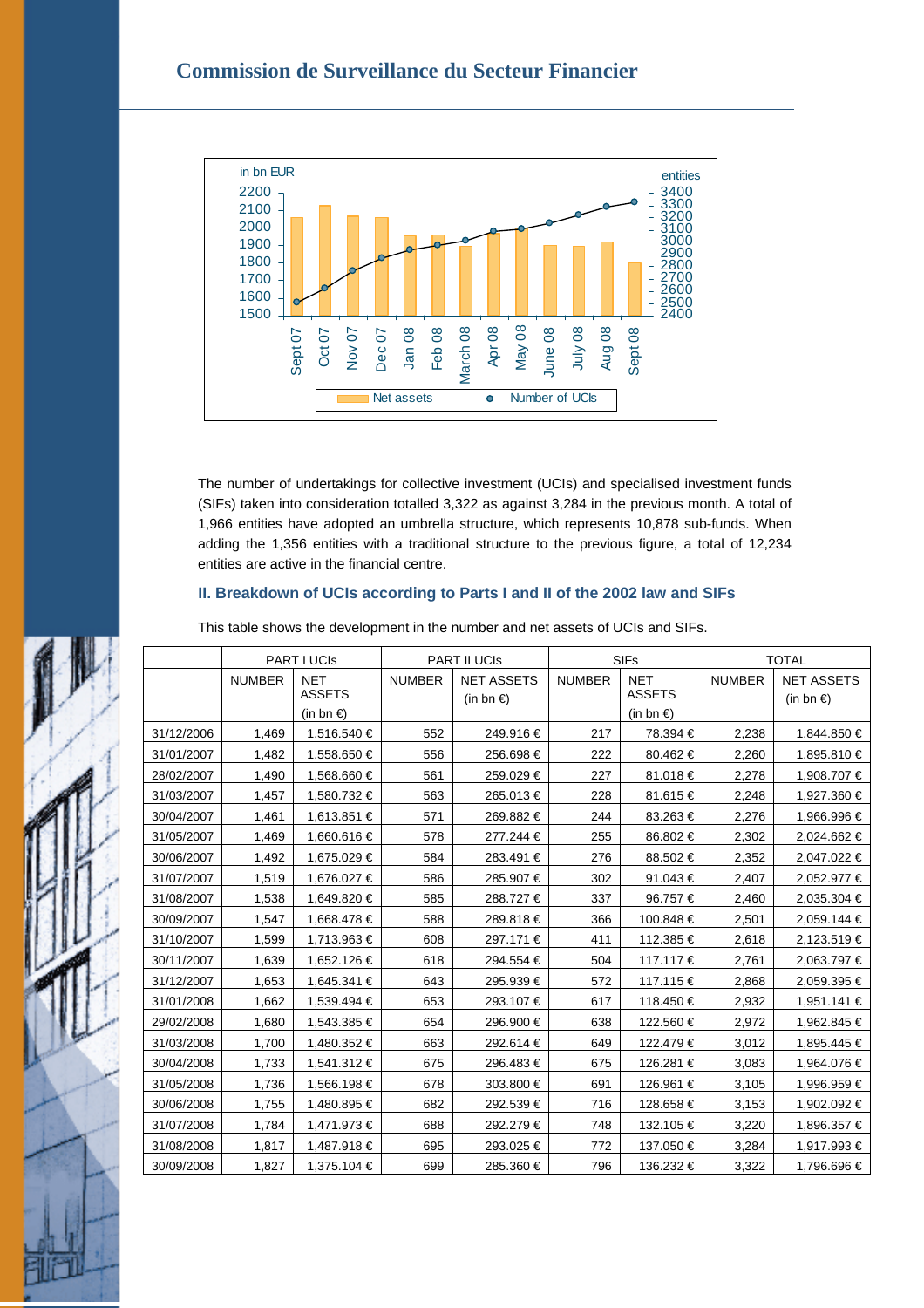The number of undertakings for collective investment (UCIs) and specialised investment funds (SIFs) taken into consideration totalled 3,322 as against 3,284 in the previous month. A total of 1,966 entities have adopted an umbrella structure, which represents 10,878 sub-funds. When adding the 1,356 entities with a traditional structure to the previous figure, a total of 12,234 entities are active in the financial centre.

## II. Breakdown of UCIs according to Parts I and II of the 2002 law and SIFs

This table shows the development in the number and net assets of UCIs and SIFs.

| | PART I UCIs | | PART II UCIs | | SIFs | | TOTAL | |
|---|---|---|---|---|---|---|---|---|
| | NUMBER | NET ASSETS (in bn €) | NUMBER | NET ASSETS (in bn €) | NUMBER | NET ASSETS (in bn €) | NUMBER | NET ASSETS (in bn €) |
| 31/12/2006 | 1,469 | 1,516.540 € | 552 | 249.916 € | 217 | 78.394 € | 2,238 | 1,844.850 € |
| 31/01/2007 | 1,482 | 1,558.650 € | 556 | 256.698 € | 222 | 80.462 € | 2,260 | 1,895.810 € |
| 28/02/2007 | 1,490 | 1,568.660 € | 561 | 259.029 € | 227 | 81.018 € | 2,278 | 1,908.707 € |
| 31/03/2007 | 1,457 | 1,580.732 € | 563 | 265.013 € | 228 | 81.615 € | 2,248 | 1,927.360 € |
| 30/04/2007 | 1,461 | 1,613.851 € | 571 | 269.882 € | 244 | 83.263 € | 2,276 | 1,966.996 € |
| 31/05/2007 | 1,469 | 1,660.616 € | 578 | 277.244 € | 255 | 86.802 € | 2,302 | 2,024.662 € |
| 30/06/2007 | 1,492 | 1,675.029 € | 584 | 283.491 € | 276 | 88.502 € | 2,352 | 2,047.022 € |
| 31/07/2007 | 1,519 | 1,676.027 € | 586 | 285.907 € | 302 | 91.043 € | 2,407 | 2,052.977 € |
| 31/08/2007 | 1,538 | 1,649.820 € | 585 | 288.727 € | 337 | 96.757 € | 2,460 | 2,035.304 € |
| 30/09/2007 | 1,547 | 1,668.478 € | 588 | 289.818 € | 366 | 100.848 € | 2,501 | 2,059.144 € |
| 31/10/2007 | 1,599 | 1,713.963 € | 608 | 297.171 € | 411 | 112.385 € | 2,618 | 2,123.519 € |
| 30/11/2007 | 1,639 | 1,652.126 € | 618 | 294.554 € | 504 | 117.117 € | 2,761 | 2,063.797 € |
| 31/12/2007 | 1,653 | 1,645.341 € | 643 | 295.939 € | 572 | 117.115 € | 2,868 | 2,059.395 € |
| 31/01/2008 | 1,662 | 1,539.494 € | 653 | 293.107 € | 617 | 118.450 € | 2,932 | 1,951.141 € |
| 29/02/2008 | 1,680 | 1,543.385 € | 654 | 296.900 € | 638 | 122.560 € | 2,972 | 1,962.845 € |
| 31/03/2008 | 1,700 | 1,480.352 € | 663 | 292.614 € | 649 | 122.479 € | 3,012 | 1,895.445 € |
| 30/04/2008 | 1,733 | 1,541.312 € | 675 | 296.483 € | 675 | 126.281 € | 3,083 | 1,964.076 € |
| 31/05/2008 | 1,736 | 1,566.198 € | 678 | 303.800 € | 691 | 126.961 € | 3,105 | 1,996.959 € |
| 30/06/2008 | 1,755 | 1,480.895 € | 682 | 292.539 € | 716 | 128.658 € | 3,153 | 1,902.092 € |
| 31/07/2008 | 1,784 | 1,471.973 € | 688 | 292.279 € | 748 | 132.105 € | 3,220 | 1,896.357 € |
| 31/08/2008 | 1,817 | 1,487.918 € | 695 | 293.025 € | 772 | 137.050 € | 3,284 | 1,917.993 € |
| 30/09/2008 | 1,827 | 1,375.104 € | 699 | 285.360 € | 796 | 136.232 € | 3,322 | 1,796.696 € |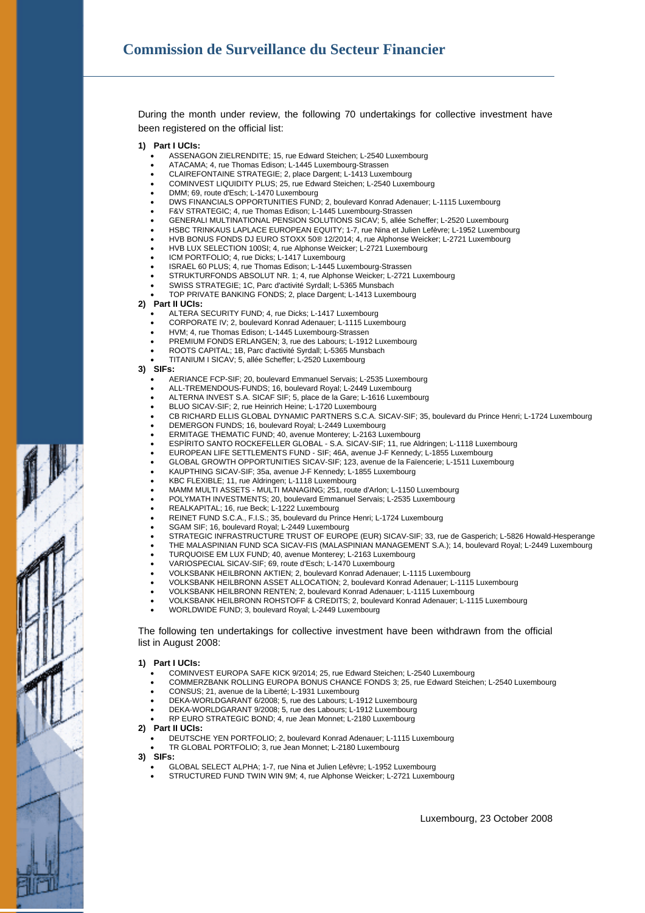During the month under review, the following 70 undertakings for collective investment have been registered on the official list:

**1) Part I UCIs:**

- ASSENAGON ZIELRENDITE; 15, rue Edward Steichen; L-2540 Luxembourg
- ATACAMA; 4, rue Thomas Edison; L-1445 Luxembourg-Strassen
- CLAIREFONTAINE STRATEGIE; 2, place Dargent; L-1413 Luxembourg
- COMINVEST LIQUIDITY PLUS; 25, rue Edward Steichen; L-2540 Luxembourg
- DMM; 69, route d'Esch; L-1470 Luxembourg
- DWS FINANCIALS OPPORTUNITIES FUND; 2, boulevard Konrad Adenauer; L-1115 Luxembourg
- F&V STRATEGIC; 4, rue Thomas Edison; L-1445 Luxembourg-Strassen
- GENERALI MULTINATIONAL PENSION SOLUTIONS SICAV; 5, allée Scheffer; L-2520 Luxembourg
- HSBC TRINKAUS LAPLACE EUROPEAN EQUITY; 1-7, rue Nina et Julien Lefèvre; L-1952 Luxembourg
- HVB BONUS FONDS DJ EURO STOXX 50® 12/2014; 4, rue Alphonse Weicker; L-2721 Luxembourg
- HVB LUX SELECTION 100SI; 4, rue Alphonse Weicker; L-2721 Luxembourg
- ICM PORTFOLIO; 4, rue Dicks; L-1417 Luxembourg
- ISRAEL 60 PLUS; 4, rue Thomas Edison; L-1445 Luxembourg-Strassen
- STRUKTURFONDS ABSOLUT NR. 1; 4, rue Alphonse Weicker; L-2721 Luxembourg
- SWISS STRATEGIE; 1C, Parc d'activité Syrdall; L-5365 Munsbach
- TOP PRIVATE BANKING FONDS; 2, place Dargent; L-1413 Luxembourg

**2) Part II UCIs:**

- ALTERA SECURITY FUND; 4, rue Dicks; L-1417 Luxembourg
- CORPORATE IV; 2, boulevard Konrad Adenauer; L-1115 Luxembourg
- HVM; 4, rue Thomas Edison; L-1445 Luxembourg-Strassen
- PREMIUM FONDS ERLANGEN; 3, rue des Labours; L-1912 Luxembourg
- ROOTS CAPITAL; 1B, Parc d'activité Syrdall; L-5365 Munsbach
- TITANIUM I SICAV; 5, allée Scheffer; L-2520 Luxembourg

**3) SIFs:**

- AERIANCE FCP-SIF; 20, boulevard Emmanuel Servais; L-2535 Luxembourg
- ALL-TREMENDOUS-FUNDS; 16, boulevard Royal; L-2449 Luxembourg
- ALTERNA INVEST S.A. SICAF SIF; 5, place de la Gare; L-1616 Luxembourg
- BLUO SICAV-SIF; 2, rue Heinrich Heine; L-1720 Luxembourg
- CB RICHARD ELLIS GLOBAL DYNAMIC PARTNERS S.C.A. SICAV-SIF; 35, boulevard du Prince Henri; L-1724 Luxembourg
- DEMERGON FUNDS; 16, boulevard Royal; L-2449 Luxembourg
- ERMITAGE THEMATIC FUND; 40, avenue Monterey; L-2163 Luxembourg
- ESPÍRITO SANTO ROCKEFELLER GLOBAL - S.A. SICAV-SIF; 11, rue Aldringen; L-1118 Luxembourg
- EUROPEAN LIFE SETTLEMENTS FUND - SIF; 46A, avenue J-F Kennedy; L-1855 Luxembourg
- GLOBAL GROWTH OPPORTUNITIES SICAV-SIF; 123, avenue de la Faïencerie; L-1511 Luxembourg
- KAUPTHING SICAV-SIF; 35a, avenue J-F Kennedy; L-1855 Luxembourg
- KBC FLEXIBLE; 11, rue Aldringen; L-1118 Luxembourg
- MAMM MULTI ASSETS - MULTI MANAGING; 251, route d'Arlon; L-1150 Luxembourg
- POLYMATH INVESTMENTS; 20, boulevard Emmanuel Servais; L-2535 Luxembourg
- REALKAPITAL; 16, rue Beck; L-1222 Luxembourg
- REINET FUND S.C.A., F.I.S.; 35, boulevard du Prince Henri; L-1724 Luxembourg
- SGAM SIF; 16, boulevard Royal; L-2449 Luxembourg
- STRATEGIC INFRASTRUCTURE TRUST OF EUROPE (EUR) SICAV-SIF; 33, rue de Gasperich; L-5826 Howald-Hesperange
- THE MALASPINIAN FUND SCA SICAV-FIS (MALASPINIAN MANAGEMENT S.A.); 14, boulevard Royal; L-2449 Luxembourg
- TURQUOISE EM LUX FUND; 40, avenue Monterey; L-2163 Luxembourg
- VARIOSPECIAL SICAV-SIF; 69, route d'Esch; L-1470 Luxembourg
- VOLKSBANK HEILBRONN AKTIEN; 2, boulevard Konrad Adenauer; L-1115 Luxembourg
- VOLKSBANK HEILBRONN ASSET ALLOCATION; 2, boulevard Konrad Adenauer; L-1115 Luxembourg
- VOLKSBANK HEILBRONN RENTEN; 2, boulevard Konrad Adenauer; L-1115 Luxembourg
- VOLKSBANK HEILBRONN ROHSTOFF & CREDITS; 2, boulevard Konrad Adenauer; L-1115 Luxembourg
- WORLDWIDE FUND; 3, boulevard Royal; L-2449 Luxembourg

The following ten undertakings for collective investment have been withdrawn from the official list in August 2008:

**1) Part I UCIs:**

- COMINVEST EUROPA SAFE KICK 9/2014; 25, rue Edward Steichen; L-2540 Luxembourg
- COMMERZBANK ROLLING EUROPA BONUS CHANCE FONDS 3; 25, rue Edward Steichen; L-2540 Luxembourg
- CONSUS; 21, avenue de la Liberté; L-1931 Luxembourg
- DEKA-WORLDGARANT 6/2008; 5, rue des Labours; L-1912 Luxembourg
- DEKA-WORLDGARANT 9/2008; 5, rue des Labours; L-1912 Luxembourg
- RP EURO STRATEGIC BOND; 4, rue Jean Monnet; L-2180 Luxembourg

**2) Part II UCIs:**

- DEUTSCHE YEN PORTFOLIO; 2, boulevard Konrad Adenauer; L-1115 Luxembourg
- TR GLOBAL PORTFOLIO; 3, rue Jean Monnet; L-2180 Luxembourg

**3) SIFs:**

- GLOBAL SELECT ALPHA; 1-7, rue Nina et Julien Lefèvre; L-1952 Luxembourg
- STRUCTURED FUND TWIN WIN 9M; 4, rue Alphonse Weicker; L-2721 Luxembourg

Luxembourg, 23 October 2008